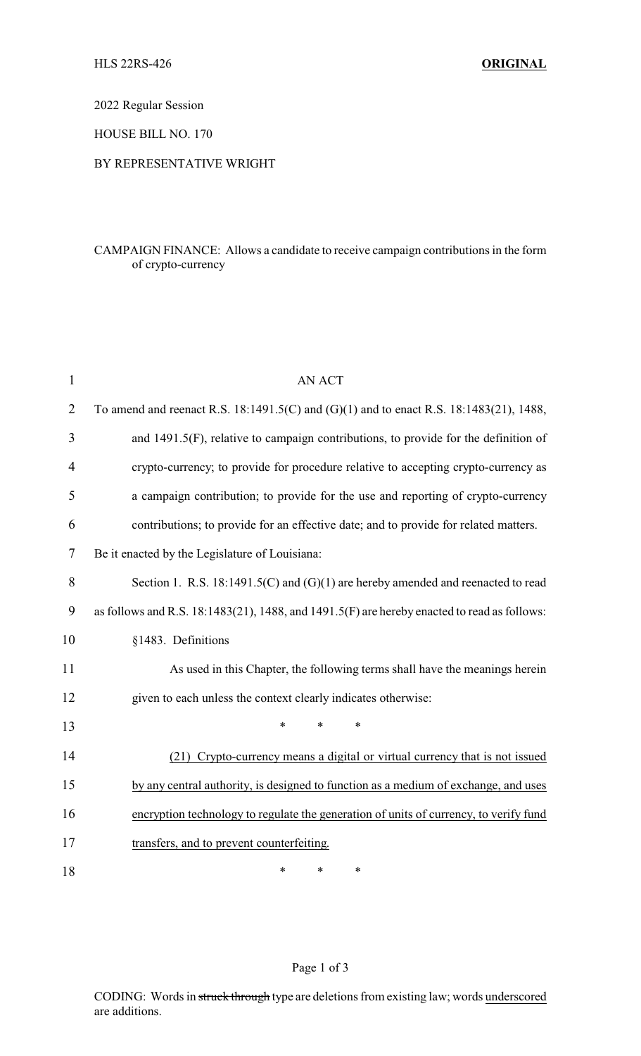HLS 22RS-426 **ORIGINAL**

2022 Regular Session

HOUSE BILL NO. 170

BY REPRESENTATIVE WRIGHT

CAMPAIGN FINANCE: Allows a candidate to receive campaign contributions in the form of crypto-currency

AN ACT

To amend and reenact R.S. 18:1491.5(C) and (G)(1) and to enact R.S. 18:1483(21), 1488, and 1491.5(F), relative to campaign contributions, to provide for the definition of crypto-currency; to provide for procedure relative to accepting crypto-currency as a campaign contribution; to provide for the use and reporting of crypto-currency contributions; to provide for an effective date; and to provide for related matters.

Be it enacted by the Legislature of Louisiana:

Section 1. R.S. 18:1491.5(C) and (G)(1) are hereby amended and reenacted to read as follows and R.S. 18:1483(21), 1488, and 1491.5(F) are hereby enacted to read as follows:

§1483. Definitions

As used in this Chapter, the following terms shall have the meanings herein given to each unless the context clearly indicates otherwise:

\* \* \*

<u>(21) Crypto-currency means a digital or virtual currency that is not issued by any central authority, is designed to function as a medium of exchange, and uses encryption technology to regulate the generation of units of currency, to verify fund transfers, and to prevent counterfeiting.</u>

\* \* \*

CODING: Words in ~~struck through~~ type are deletions from existing law; words <u>underscored</u> are additions.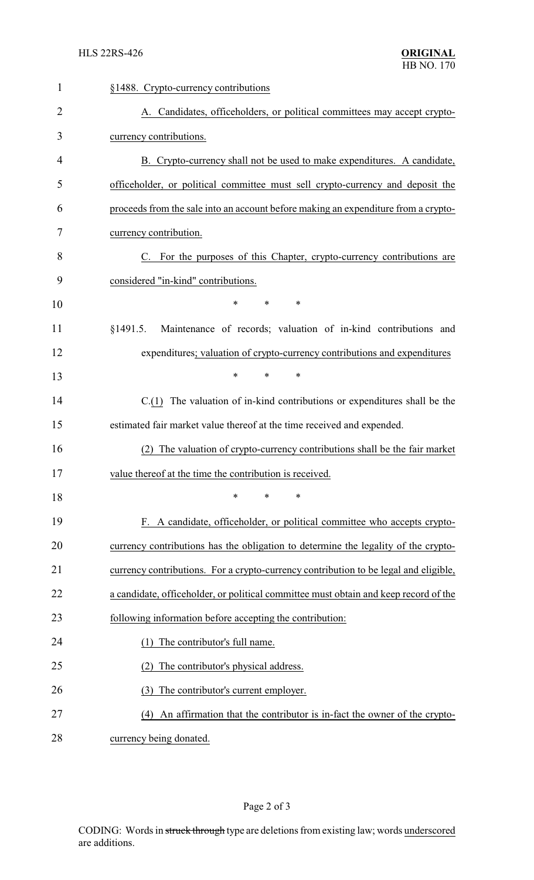§1488. Crypto-currency contributions

A. Candidates, officeholders, or political committees may accept crypto-currency contributions.

B. Crypto-currency shall not be used to make expenditures. A candidate, officeholder, or political committee must sell crypto-currency and deposit the proceeds from the sale into an account before making an expenditure from a crypto-currency contribution.

C. For the purposes of this Chapter, crypto-currency contributions are considered "in-kind" contributions.

\* \* \*

§1491.5. Maintenance of records; valuation of in-kind contributions and expenditures; valuation of crypto-currency contributions and expenditures

\* \* \*

C.(1) The valuation of in-kind contributions or expenditures shall be the estimated fair market value thereof at the time received and expended.

(2) The valuation of crypto-currency contributions shall be the fair market value thereof at the time the contribution is received.

\* \* \*

F. A candidate, officeholder, or political committee who accepts crypto-currency contributions has the obligation to determine the legality of the crypto-currency contributions. For a crypto-currency contribution to be legal and eligible, a candidate, officeholder, or political committee must obtain and keep record of the following information before accepting the contribution:

(1) The contributor's full name.

(2) The contributor's physical address.

(3) The contributor's current employer.

(4) An affirmation that the contributor is in-fact the owner of the crypto-currency being donated.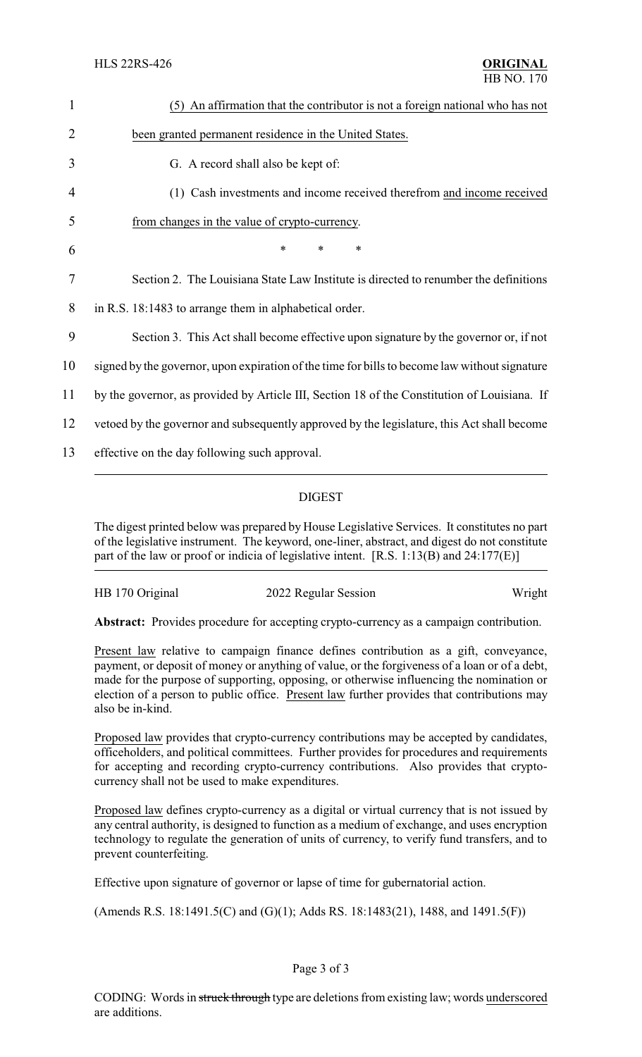(5) An affirmation that the contributor is not a foreign national who has not been granted permanent residence in the United States.

G. A record shall also be kept of:

(1) Cash investments and income received therefrom and income received from changes in the value of crypto-currency.

\* \* \*

Section 2. The Louisiana State Law Institute is directed to renumber the definitions in R.S. 18:1483 to arrange them in alphabetical order.

Section 3. This Act shall become effective upon signature by the governor or, if not signed by the governor, upon expiration of the time for bills to become law without signature by the governor, as provided by Article III, Section 18 of the Constitution of Louisiana. If vetoed by the governor and subsequently approved by the legislature, this Act shall become effective on the day following such approval.

## DIGEST

The digest printed below was prepared by House Legislative Services. It constitutes no part of the legislative instrument. The keyword, one-liner, abstract, and digest do not constitute part of the law or proof or indicia of legislative intent. [R.S. 1:13(B) and 24:177(E)]

HB 170 Original 2022 Regular Session Wright

**Abstract:** Provides procedure for accepting crypto-currency as a campaign contribution.

Present law relative to campaign finance defines contribution as a gift, conveyance, payment, or deposit of money or anything of value, or the forgiveness of a loan or of a debt, made for the purpose of supporting, opposing, or otherwise influencing the nomination or election of a person to public office. Present law further provides that contributions may also be in-kind.

Proposed law provides that crypto-currency contributions may be accepted by candidates, officeholders, and political committees. Further provides for procedures and requirements for accepting and recording crypto-currency contributions. Also provides that crypto-currency shall not be used to make expenditures.

Proposed law defines crypto-currency as a digital or virtual currency that is not issued by any central authority, is designed to function as a medium of exchange, and uses encryption technology to regulate the generation of units of currency, to verify fund transfers, and to prevent counterfeiting.

Effective upon signature of governor or lapse of time for gubernatorial action.

(Amends R.S. 18:1491.5(C) and (G)(1); Adds RS. 18:1483(21), 1488, and 1491.5(F))

CODING: Words in ~~struck through~~ type are deletions from existing law; words underscored are additions.